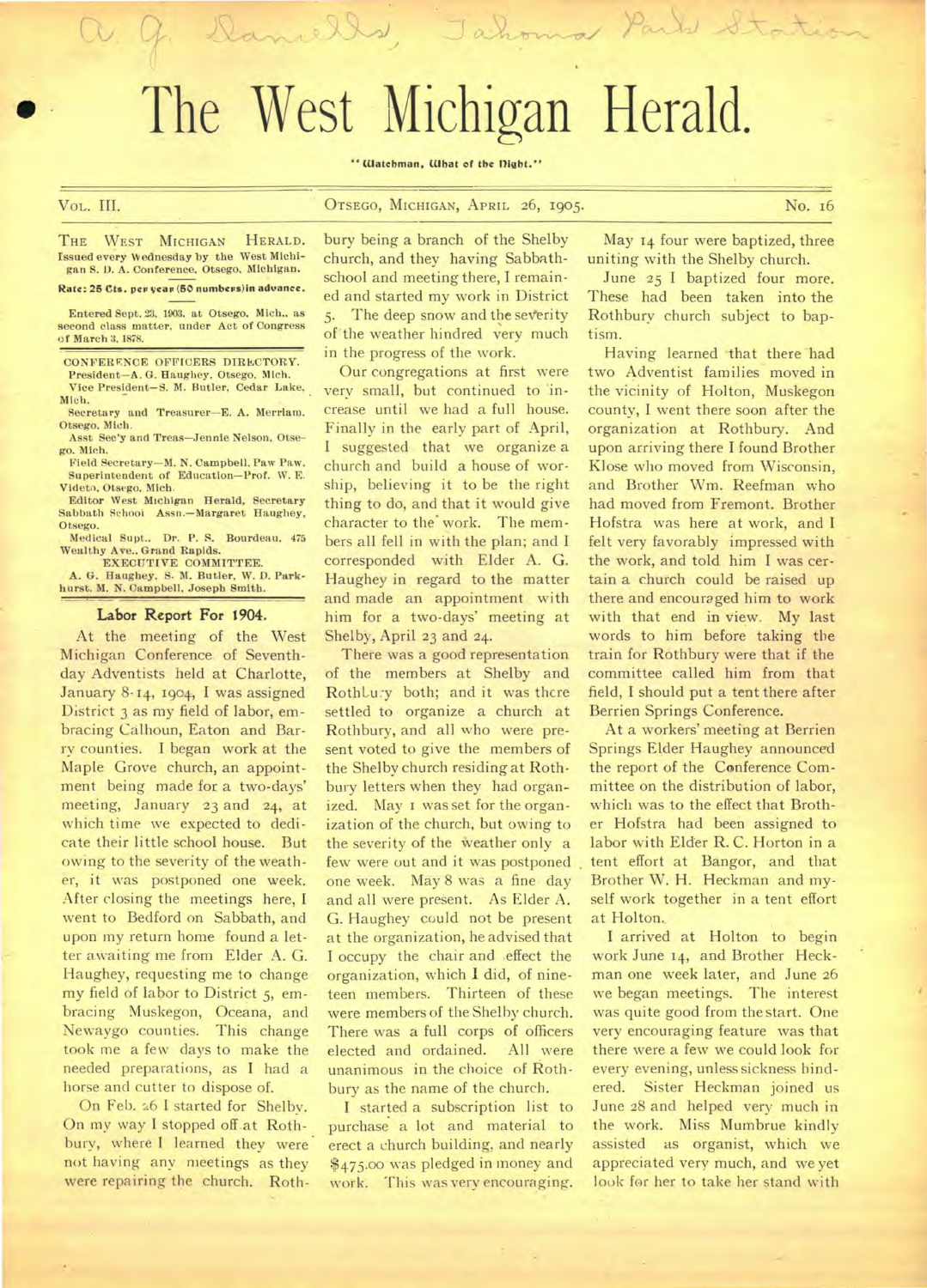A. G. Daniells, Takoma Park Station

# The West Michigan Herald.

"Watchman, What of the Night."

VOL. III. OTSEGO, MICHIGAN, APRIL 26, 1905. No. 16

THE WEST MICHIGAN HERALD. Issued every Wednesday by the West Michigan S. D. A. Conference, Otsego, Michigan.

**Rate: 25 Cts. per year (50 numbers) in advance.**

Entered Sept. 23, 1903, at Otsego, Mich., as second class matter, under Act of Congress of March 3, 1878.

CONFERENCE OFFICERS DIRECTORY.

President—A. G. Haughey, Otsego, Mich.

Vice President—S. M. Butler, Cedar Lake, Mich.

Secretary and Treasurer—E. A. Merriam, Otsego, Mich.

Asst. Sec'y and Treas—Jennie Nelson, Otsego, Mich.

Field Secretary—M. N. Campbell, Paw Paw.

Superintendent of Education—Prof. W. E. Videto, Otsego, Mich.

Editor West Michigan Herald, Secretary Sabbath School Assn.—Margaret Haughey, Otsego.

Medical Supt.. Dr. P. S. Bourdeau, 475 Wealthy Ave., Grand Rapids.

EXECUTIVE COMMITTEE.

A. G. Haughey, S. M. Butler, W. D. Parkhurst, M. N. Campbell, Joseph Smith.

## Labor Report For 1904.

At the meeting of the West Michigan Conference of Seventh-day Adventists held at Charlotte, January 8-14, 1904, I was assigned District 3 as my field of labor, embracing Calhoun, Eaton and Barry counties. I began work at the Maple Grove church, an appointment being made for a two-days' meeting, January 23 and 24, at which time we expected to dedicate their little school house. But owing to the severity of the weather, it was postponed one week. After closing the meetings here, I went to Bedford on Sabbath, and upon my return home found a letter awaiting me from Elder A. G. Haughey, requesting me to change my field of labor to District 5, embracing Muskegon, Oceana, and Newaygo counties. This change took me a few days to make the needed preparations, as I had a horse and cutter to dispose of.

On Feb. 26 I started for Shelby. On my way I stopped off at Rothbury, where I learned they were not having any meetings as they were repairing the church. Rothbury being a branch of the Shelby church, and they having Sabbath-school and meeting there, I remained and started my work in District 5. The deep snow and the severity of the weather hindered very much in the progress of the work.

Our congregations at first were very small, but continued to increase until we had a full house. Finally in the early part of April, I suggested that we organize a church and build a house of worship, believing it to be the right thing to do, and that it would give character to the work. The members all fell in with the plan; and I corresponded with Elder A. G. Haughey in regard to the matter and made an appointment with him for a two-days' meeting at Shelby, April 23 and 24.

There was a good representation of the members at Shelby and Rothbury both; and it was there settled to organize a church at Rothbury, and all who were present voted to give the members of the Shelby church residing at Rothbury letters when they had organized. May 1 was set for the organization of the church, but owing to the severity of the weather only a few were out and it was postponed one week. May 8 was a fine day and all were present. As Elder A. G. Haughey could not be present at the organization, he advised that I occupy the chair and effect the organization, which I did, of nineteen members. Thirteen of these were members of the Shelby church. There was a full corps of officers elected and ordained. All were unanimous in the choice of Rothbury as the name of the church.

I started a subscription list to purchase a lot and material to erect a church building, and nearly $475.00 was pledged in money and work. This was very encouraging.

May 14 four were baptized, three uniting with the Shelby church.

June 25 I baptized four more. These had been taken into the Rothbury church subject to baptism.

Having learned that there had two Adventist families moved in the vicinity of Holton, Muskegon county, I went there soon after the organization at Rothbury. And upon arriving there I found Brother Klose who moved from Wisconsin, and Brother Wm. Reefman who had moved from Fremont. Brother Hofstra was here at work, and I felt very favorably impressed with the work, and told him I was certain a church could be raised up there and encouraged him to work with that end in view. My last words to him before taking the train for Rothbury were that if the committee called him from that field, I should put a tent there after Berrien Springs Conference.

At a workers' meeting at Berrien Springs Elder Haughey announced the report of the Conference Committee on the distribution of labor, which was to the effect that Brother Hofstra had been assigned to labor with Elder R. C. Horton in a tent effort at Bangor, and that Brother W. H. Heckman and myself work together in a tent effort at Holton.

I arrived at Holton to begin work June 14, and Brother Heckman one week later, and June 26 we began meetings. The interest was quite good from the start. One very encouraging feature was that there were a few we could look for every evening, unless sickness hindered. Sister Heckman joined us June 28 and helped very much in the work. Miss Mumbrue kindly assisted as organist, which we appreciated very much, and we yet look for her to take her stand with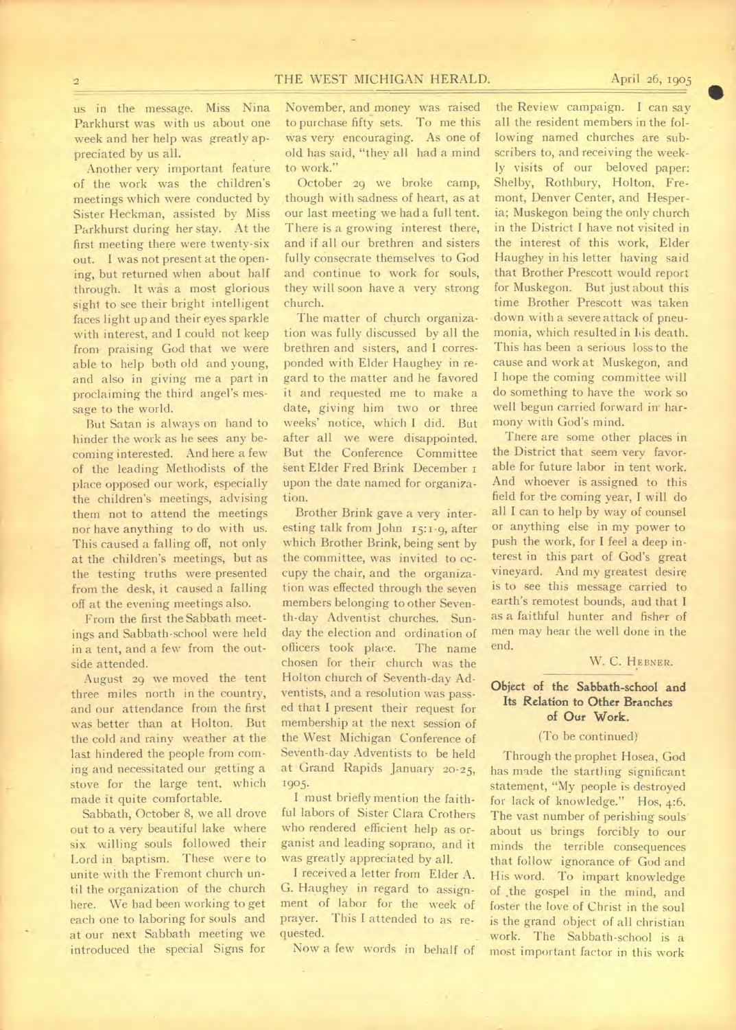us in the message. Miss Nina Parkhurst was with us about one week and her help was greatly appreciated by us all.

Another very important feature of the work was the children's meetings which were conducted by Sister Heckman, assisted by Miss Parkhurst during her stay. At the first meeting there were twenty-six out. I was not present at the opening, but returned when about half through. It was a most glorious sight to see their bright intelligent faces light up and their eyes sparkle with interest, and I could not keep from praising God that we were able to help both old and young, and also in giving me a part in proclaiming the third angel's message to the world.

But Satan is always on hand to hinder the work as he sees any becoming interested. And here a few of the leading Methodists of the place opposed our work, especially the children's meetings, advising them not to attend the meetings nor have anything to do with us. This caused a falling off, not only at the children's meetings, but as the testing truths were presented from the desk, it caused a falling off at the evening meetings also.

From the first the Sabbath meetings and Sabbath-school were held in a tent, and a few from the outside attended.

August 29 we moved the tent three miles north in the country, and our attendance from the first was better than at Holton. But the cold and rainy weather at the last hindered the people from coming and necessitated our getting a stove for the large tent, which made it quite comfortable.

Sabbath, October 8, we all drove out to a very beautiful lake where six willing souls followed their Lord in baptism. These were to unite with the Fremont church until the organization of the church here. We had been working to get each one to laboring for souls and at our next Sabbath meeting we introduced the special Signs for November, and money was raised to purchase fifty sets. To me this was very encouraging. As one of old has said, "they all had a mind to work."

October 29 we broke camp, though with sadness of heart, as at our last meeting we had a full tent. There is a growing interest there, and if all our brethren and sisters fully consecrate themselves to God and continue to work for souls, they will soon have a very strong church.

The matter of church organization was fully discussed by all the brethren and sisters, and I corresponded with Elder Haughey in regard to the matter and he favored it and requested me to make a date, giving him two or three weeks' notice, which I did. But after all we were disappointed. But the Conference Committee sent Elder Fred Brink December 1 upon the date named for organization.

Brother Brink gave a very interesting talk from John 15:1-9, after which Brother Brink, being sent by the committee, was invited to occupy the chair, and the organization was effected through the seven members belonging to other Seventh-day Adventist churches. Sunday the election and ordination of officers took place. The name chosen for their church was the Holton church of Seventh-day Adventists, and a resolution was passed that I present their request for membership at the next session of the West Michigan Conference of Seventh-day Adventists to be held at Grand Rapids January 20-25, 1905.

I must briefly mention the faithful labors of Sister Clara Crothers who rendered efficient help as organist and leading soprano, and it was greatly appreciated by all.

I received a letter from Elder A. G. Haughey in regard to assignment of labor for the week of prayer. This I attended to as requested.

Now a few words in behalf of the Review campaign. I can say all the resident members in the following named churches are subscribers to, and receiving the weekly visits of our beloved paper: Shelby, Rothbury, Holton, Fremont, Denver Center, and Hesperia; Muskegon being the only church in the District I have not visited in the interest of this work, Elder Haughey in his letter having said that Brother Prescott would report for Muskegon. But just about this time Brother Prescott was taken down with a severe attack of pneumonia, which resulted in his death. This has been a serious loss to the cause and work at Muskegon, and I hope the coming committee will do something to have the work so well begun carried forward in harmony with God's mind.

There are some other places in the District that seem very favorable for future labor in tent work. And whoever is assigned to this field for the coming year, I will do all I can to help by way of counsel or anything else in my power to push the work, for I feel a deep interest in this part of God's great vineyard. And my greatest desire is to see this message carried to earth's remotest bounds, and that I as a faithful hunter and fisher of men may hear the well done in the end.

W. C. HEBNER.

## Object of the Sabbath-school and Its Relation to Other Branches of Our Work.

(To be continued)

Through the prophet Hosea, God has made the startling significant statement, "My people is destroyed for lack of knowledge." Hos, 4:6. The vast number of perishing souls about us brings forcibly to our minds the terrible consequences that follow ignorance of God and His word. To impart knowledge of the gospel in the mind, and foster the love of Christ in the soul is the grand object of all christian work. The Sabbath-school is a most important factor in this work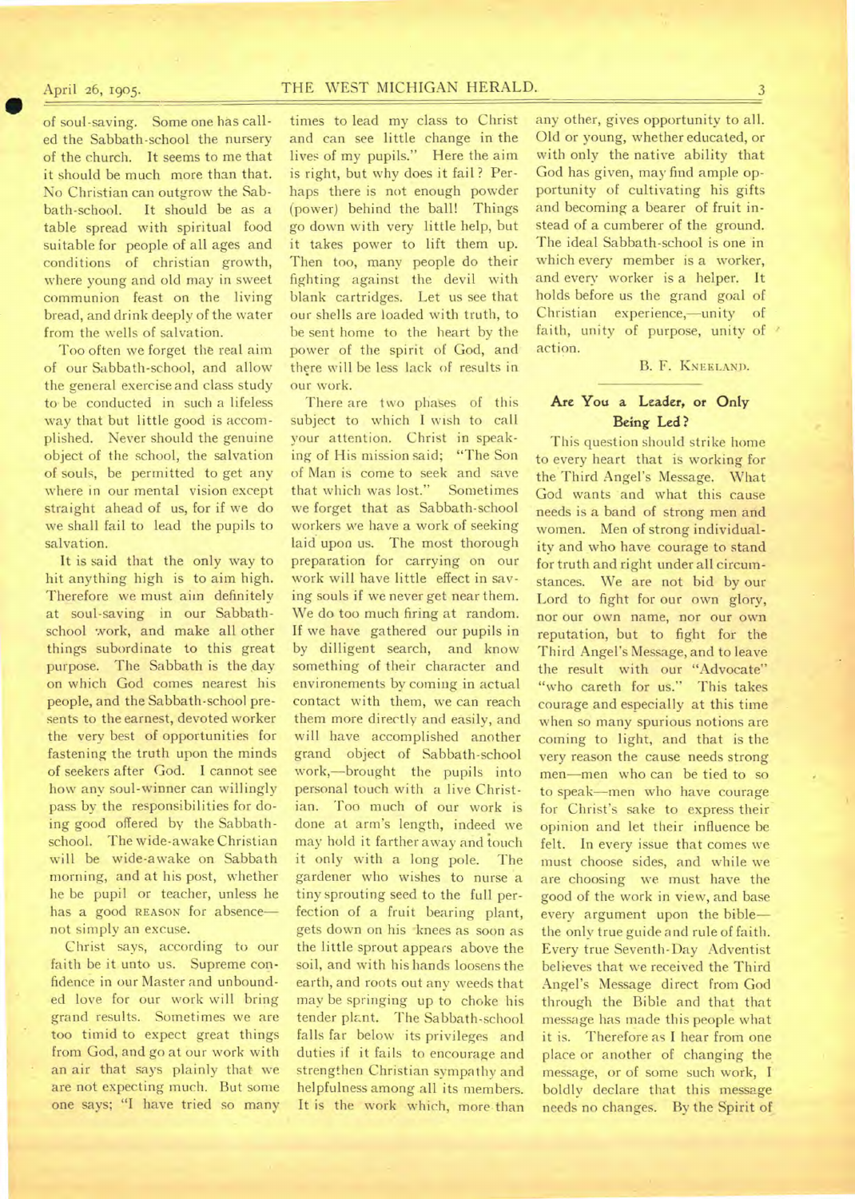of soul-saving. Some one has called the Sabbath-school the nursery of the church. It seems to me that it should be much more than that. No Christian can outgrow the Sabbath-school. It should be as a table spread with spiritual food suitable for people of all ages and conditions of christian growth, where young and old may in sweet communion feast on the living bread, and drink deeply of the water from the wells of salvation.

Too often we forget the real aim of our Sabbath-school, and allow the general exercise and class study to be conducted in such a lifeless way that but little good is accomplished. Never should the genuine object of the school, the salvation of souls, be permitted to get any where in our mental vision except straight ahead of us, for if we do we shall fail to lead the pupils to salvation.

It is said that the only way to hit anything high is to aim high. Therefore we must aim definitely at soul-saving in our Sabbath-school work, and make all other things subordinate to this great purpose. The Sabbath is the day on which God comes nearest his people, and the Sabbath-school presents to the earnest, devoted worker the very best of opportunities for fastening the truth upon the minds of seekers after God. I cannot see how any soul-winner can willingly pass by the responsibilities for doing good offered by the Sabbath-school. The wide-awake Christian will be wide-awake on Sabbath morning, and at his post, whether he be pupil or teacher, unless he has a good REASON for absence—not simply an excuse.

Christ says, according to our faith be it unto us. Supreme confidence in our Master and unbounded love for our work will bring grand results. Sometimes we are too timid to expect great things from God, and go at our work with an air that says plainly that we are not expecting much. But some one says; "I have tried so many times to lead my class to Christ and can see little change in the lives of my pupils." Here the aim is right, but why does it fail? Perhaps there is not enough powder (power) behind the ball! Things go down with very little help, but it takes power to lift them up. Then too, many people do their fighting against the devil with blank cartridges. Let us see that our shells are loaded with truth, to be sent home to the heart by the power of the spirit of God, and there will be less lack of results in our work.

There are two phases of this subject to which I wish to call your attention. Christ in speaking of His mission said; "The Son of Man is come to seek and save that which was lost." Sometimes we forget that as Sabbath-school workers we have a work of seeking laid upon us. The most thorough preparation for carrying on our work will have little effect in saving souls if we never get near them. We do too much firing at random. If we have gathered our pupils in by dilligent search, and know something of their character and environements by coming in actual contact with them, we can reach them more directly and easily, and will have accomplished another grand object of Sabbath-school work,—brought the pupils into personal touch with a live Christian. Too much of our work is done at arm's length, indeed we may hold it farther away and touch it only with a long pole. The gardener who wishes to nurse a tiny sprouting seed to the full perfection of a fruit bearing plant, gets down on his knees as soon as the little sprout appears above the soil, and with his hands loosens the earth, and roots out any weeds that may be springing up to choke his tender plant. The Sabbath-school falls far below its privileges and duties if it fails to encourage and strengthen Christian sympathy and helpfulness among all its members. It is the work which, more than any other, gives opportunity to all. Old or young, whether educated, or with only the native ability that God has given, may find ample opportunity of cultivating his gifts and becoming a bearer of fruit instead of a cumberer of the ground. The ideal Sabbath-school is one in which every member is a worker, and every worker is a helper. It holds before us the grand goal of Christian experience,—unity of faith, unity of purpose, unity of action.

B. F. KNEELAND.

## Are You a Leader, or Only Being Led?

This question should strike home to every heart that is working for the Third Angel's Message. What God wants and what this cause needs is a band of strong men and women. Men of strong individuality and who have courage to stand for truth and right under all circumstances. We are not bid by our Lord to fight for our own glory, nor our own name, nor our own reputation, but to fight for the Third Angel's Message, and to leave the result with our "Advocate" "who careth for us." This takes courage and especially at this time when so many spurious notions are coming to light, and that is the very reason the cause needs strong men—men who can be tied to so to speak—men who have courage for Christ's sake to express their opinion and let their influence be felt. In every issue that comes we must choose sides, and while we are choosing we must have the good of the work in view, and base every argument upon the bible—the only true guide and rule of faith. Every true Seventh-Day Adventist believes that we received the Third Angel's Message direct from God through the Bible and that that message has made this people what it is. Therefore as I hear from one place or another of changing the message, or of some such work, I boldly declare that this message needs no changes. By the Spirit of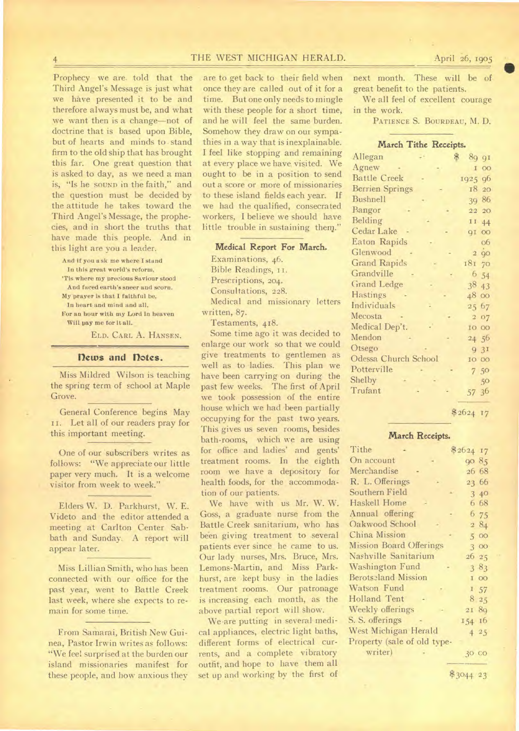Prophecy we are told that the Third Angel's Message is just what we have presented it to be and therefore always must be, and what we want then is a change—not of doctrine that is based upon Bible, but of hearts and minds to stand firm to the old ship that has brought this far. One great question that is asked to day, as we need a man is, "Is he SOUND in the faith," and the question must be decided by the attitude he takes toward the Third Angel's Message, the prophecies, and in short the truths that have made this people. And in this light are you a leader.

> And if you ask me where I stand
> In this great world's reform,
> 'Tis where my precious Saviour stood
> And faced earth's sneer and scorn.
> My prayer is that I faithful be,
> In heart and mind and all,
> For an hour with my Lord in heaven
> Will pay me for it all.

ELD. CARL A. HANSEN.

## News and Notes.

Miss Mildred Wilson is teaching the spring term of school at Maple Grove.

General Conference begins May 11. Let all of our readers pray for this important meeting.

One of our subscribers writes as follows: "We appreciate our little paper very much. It is a welcome visitor from week to week."

Elders W. D. Parkhurst, W. E. Videto and the editor attended a meeting at Carlton Center Sabbath and Sunday. A report will appear later.

Miss Lillian Smith, who has been connected with our office for the past year, went to Battle Creek last week, where she expects to remain for some time.

From Samarai, British New Guinea, Pastor Irwin writes as follows: "We feel surprised at the burden our island missionaries manifest for these people, and how anxious they are to get back to their field when once they are called out of it for a time. But one only needs to mingle with these people for a short time, and he will feel the same burden. Somehow they draw on our sympathies in a way that is inexplainable. I feel like stopping and remaining at every place we have visited. We ought to be in a position to send out a score or more of missionaries to these island fields each year. If we had the qualified, consecrated workers, I believe we should have little trouble in sustaining them."

## Medical Report For March.

Examinations, 46.
Bible Readings, 11.
Prescriptions, 204.
Consultations, 228.
Medical and missionary letters written, 87.
Testaments, 418.

Some time ago it was decided to enlarge our work so that we could give treatments to gentlemen as well as to ladies. This plan we have been carrying on during the past few weeks. The first of April we took possession of the entire house which we had been partially occupying for the past two years. This gives us seven rooms, besides bath-rooms, which we are using for office and ladies' and gents' treatment rooms. In the eighth room we have a depository for health foods, for the accommodation of our patients.

We have with us Mr. W. W. Goss, a graduate nurse from the Battle Creek sanitarium, who has been giving treatment to several patients ever since he came to us. Our lady nurses, Mrs. Bruce, Mrs. Lemons-Martin, and Miss Parkhurst, are kept busy in the ladies treatment rooms. Our patronage is increasing each month, as the above partial report will show.

We are putting in several medical appliances, electric light baths, different forms of electrical currents, and a complete vibratory outfit, and hope to have them all set up and working by the first of next month. These will be of great benefit to the patients.

We all feel of excellent courage in the work.

PATIENCE S. BOURDEAU, M. D.

## March Tithe Receipts.

| | |
|---|---|
| Allegan | $ 89 91 |
| Agnew | 1 00 |
| Battle Creek | 1925 96 |
| Berrien Springs | 18 20 |
| Bushnell | 39 86 |
| Bangor | 22 20 |
| Belding | 11 44 |
| Cedar Lake | 91 00 |
| Eaton Rapids | 06 |
| Glenwood | 2 90 |
| Grand Rapids | 181 70 |
| Grandville | 6 54 |
| Grand Ledge | 38 43 |
| Hastings | 48 00 |
| Individuals | 25 67 |
| Mecosta | 2 07 |
| Medical Dep't. | 10 00 |
| Mendon | 24 56 |
| Otsego | 9 31 |
| Odessa Church School | 10 00 |
| Potterville | 7 50 |
| Shelby | 50 |
| Trufant | 57 36 |
| | $2624 17 |

## March Receipts.

| | |
|---|---|
| Tithe | $2624 17 |
| On account | 90 85 |
| Merchandise | 26 68 |
| R. L. Offerings | 23 66 |
| Southern Field | 3 40 |
| Haskell Home | 6 68 |
| Annual offering | 6 75 |
| Oakwood School | 2 84 |
| China Mission | 5 00 |
| Mission Board Offerings | 3 00 |
| Nashville Sanitarium | 26 25 |
| Washington Fund | 3 83 |
| Berotseland Mission | 1 00 |
| Watson Fund | 1 57 |
| Holland Tent | 8 25 |
| Weekly offerings | 21 89 |
| S. S. offerings | 154 16 |
| West Michigan Herald | 4 25 |
| Property (sale of old typewriter) | 30 00 |
| | $3044 23 |